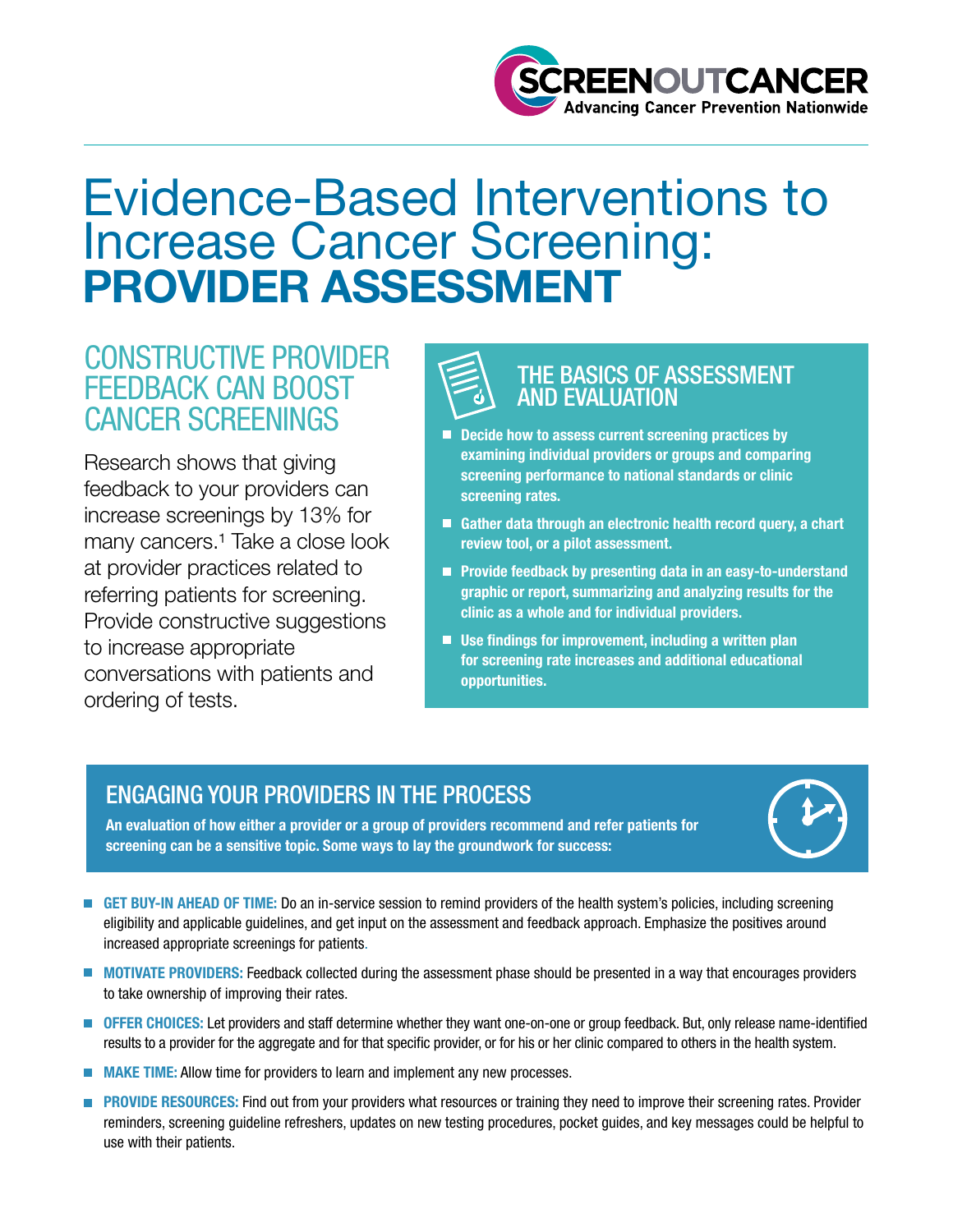SCREENOUTCANCER
Advancing Cancer Prevention Nationwide

# Evidence-Based Interventions to Increase Cancer Screening: **PROVIDER ASSESSMENT**

## CONSTRUCTIVE PROVIDER FEEDBACK CAN BOOST CANCER SCREENINGS

Research shows that giving feedback to your providers can increase screenings by 13% for many cancers.[1] Take a close look at provider practices related to referring patients for screening. Provide constructive suggestions to increase appropriate conversations with patients and ordering of tests.

## THE BASICS OF ASSESSMENT AND EVALUATION

- **Decide how to assess current screening practices by examining individual providers or groups and comparing screening performance to national standards or clinic screening rates.**
- **Gather data through an electronic health record query, a chart review tool, or a pilot assessment.**
- **Provide feedback by presenting data in an easy-to-understand graphic or report, summarizing and analyzing results for the clinic as a whole and for individual providers.**
- **Use findings for improvement, including a written plan for screening rate increases and additional educational opportunities.**

## ENGAGING YOUR PROVIDERS IN THE PROCESS

**An evaluation of how either a provider or a group of providers recommend and refer patients for screening can be a sensitive topic. Some ways to lay the groundwork for success:**

- **GET BUY-IN AHEAD OF TIME:** Do an in-service session to remind providers of the health system's policies, including screening eligibility and applicable guidelines, and get input on the assessment and feedback approach. Emphasize the positives around increased appropriate screenings for patients.
- **MOTIVATE PROVIDERS:** Feedback collected during the assessment phase should be presented in a way that encourages providers to take ownership of improving their rates.
- **OFFER CHOICES:** Let providers and staff determine whether they want one-on-one or group feedback. But, only release name-identified results to a provider for the aggregate and for that specific provider, or for his or her clinic compared to others in the health system.
- **MAKE TIME:** Allow time for providers to learn and implement any new processes.
- **PROVIDE RESOURCES:** Find out from your providers what resources or training they need to improve their screening rates. Provider reminders, screening guideline refreshers, updates on new testing procedures, pocket guides, and key messages could be helpful to use with their patients.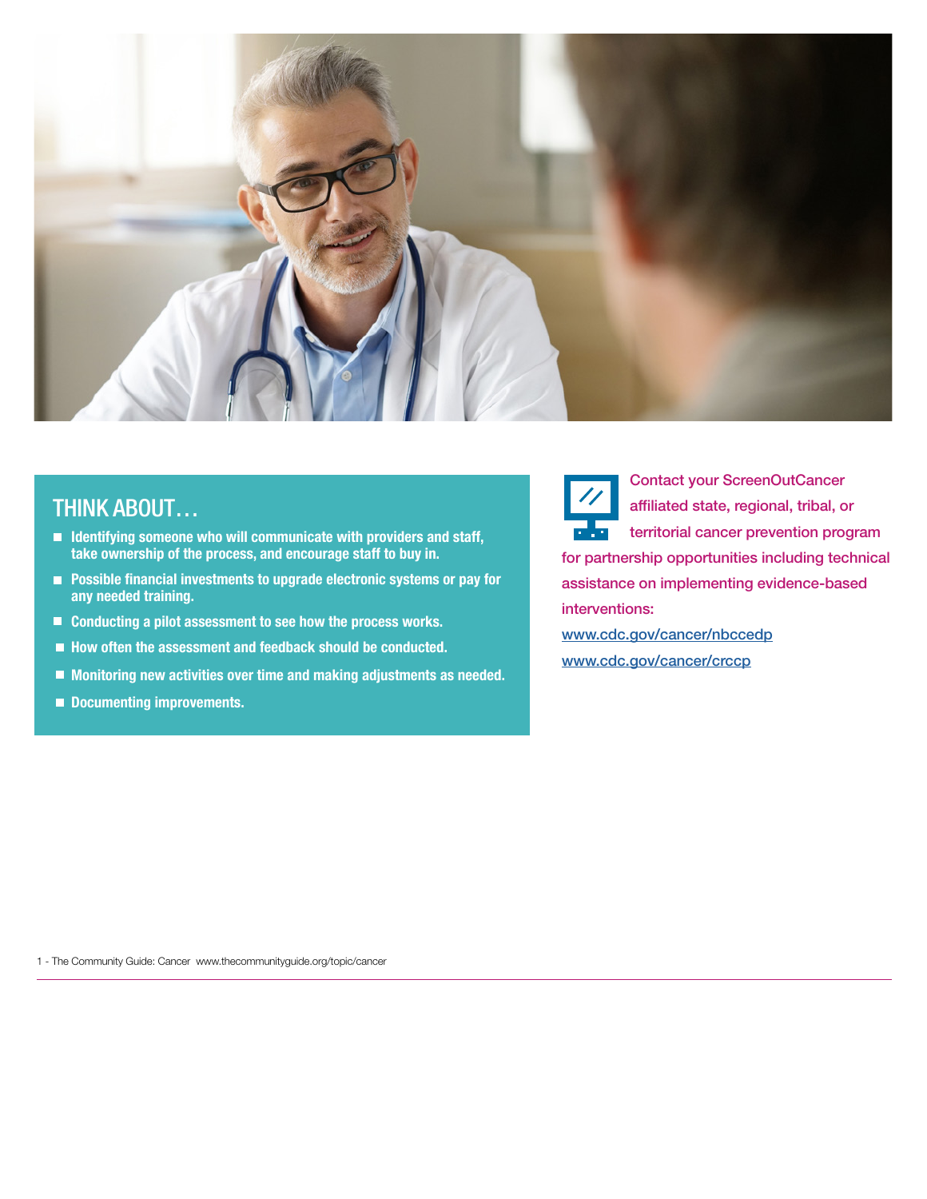## THINK ABOUT…

- Identifying someone who will communicate with providers and staff, take ownership of the process, and encourage staff to buy in.
- Possible financial investments to upgrade electronic systems or pay for any needed training.
- Conducting a pilot assessment to see how the process works.
- How often the assessment and feedback should be conducted.
- Monitoring new activities over time and making adjustments as needed.
- Documenting improvements.

Contact your ScreenOutCancer affiliated state, regional, tribal, or territorial cancer prevention program for partnership opportunities including technical assistance on implementing evidence-based interventions:

www.cdc.gov/cancer/nbccedp

www.cdc.gov/cancer/crccp

1 - The Community Guide: Cancer www.thecommunityguide.org/topic/cancer